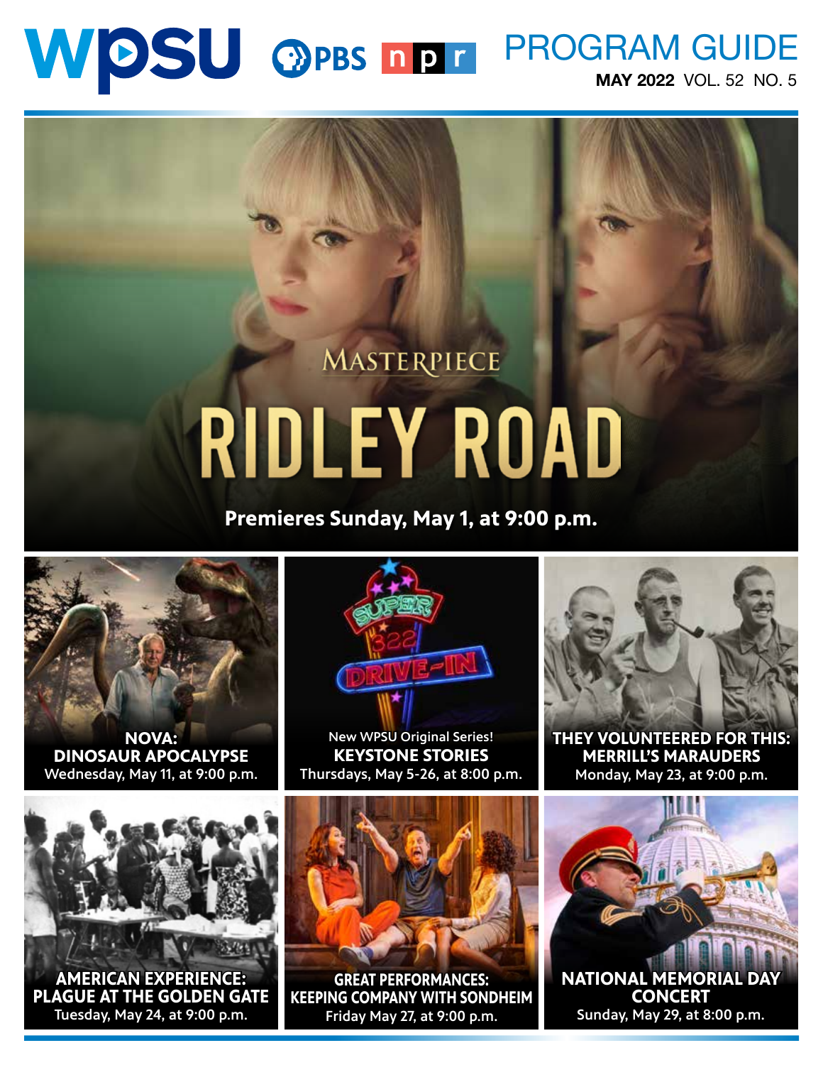# WPSU PBS NPR PROGRAM GUIDE

**MAY 2022** VOL. 52 NO. 5

## MASTERPIECE RIDLEY ROAD

**Premieres Sunday, May 1, at 9:00 p.m.**

**NOVA: DINOSAUR APOCALYPSE**
Wednesday, May 11, at 9:00 p.m.

New WPSU Original Series!
**KEYSTONE STORIES**
Thursdays, May 5-26, at 8:00 p.m.

**THEY VOLUNTEERED FOR THIS: MERRILL'S MARAUDERS**
Monday, May 23, at 9:00 p.m.

**AMERICAN EXPERIENCE: PLAGUE AT THE GOLDEN GATE**
Tuesday, May 24, at 9:00 p.m.

**GREAT PERFORMANCES: KEEPING COMPANY WITH SONDHEIM**
Friday May 27, at 9:00 p.m.

**NATIONAL MEMORIAL DAY CONCERT**
Sunday, May 29, at 8:00 p.m.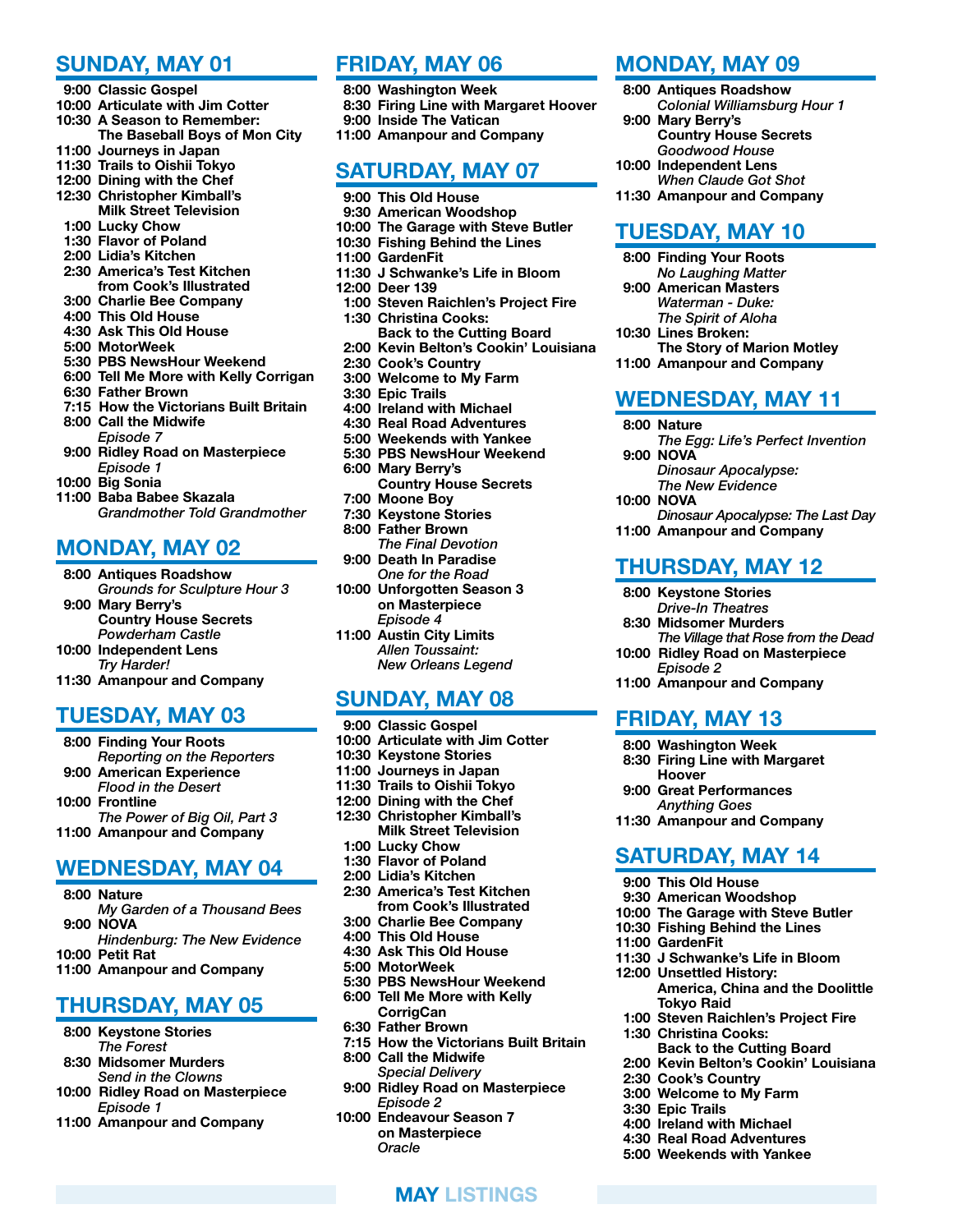## SUNDAY, MAY 01

- **9:00 Classic Gospel**
- **10:00 Articulate with Jim Cotter**
- **10:30 A Season to Remember: The Baseball Boys of Mon City**
- **11:00 Journeys in Japan**
- **11:30 Trails to Oishii Tokyo**
- **12:00 Dining with the Chef**
- **12:30 Christopher Kimball's Milk Street Television**
- **1:00 Lucky Chow**
- **1:30 Flavor of Poland**
- **2:00 Lidia's Kitchen**
- **2:30 America's Test Kitchen from Cook's Illustrated**
- **3:00 Charlie Bee Company**
- **4:00 This Old House**
- **4:30 Ask This Old House**
- **5:00 MotorWeek**
- **5:30 PBS NewsHour Weekend**
- **6:00 Tell Me More with Kelly Corrigan**
- **6:30 Father Brown**
- **7:15 How the Victorians Built Britain**
- **8:00 Call the Midwife** *Episode 7*
- **9:00 Ridley Road on Masterpiece** *Episode 1*
- **10:00 Big Sonia**
- **11:00 Baba Babee Skazala** *Grandmother Told Grandmother*

## MONDAY, MAY 02

- **8:00 Antiques Roadshow** *Grounds for Sculpture Hour 3*
- **9:00 Mary Berry's Country House Secrets** *Powderham Castle*
- **10:00 Independent Lens** *Try Harder!*
- **11:30 Amanpour and Company**

## TUESDAY, MAY 03

- **8:00 Finding Your Roots** *Reporting on the Reporters*
- **9:00 American Experience** *Flood in the Desert*
- **10:00 Frontline** *The Power of Big Oil, Part 3*
- **11:00 Amanpour and Company**

## WEDNESDAY, MAY 04

- **8:00 Nature** *My Garden of a Thousand Bees*
- **9:00 NOVA** *Hindenburg: The New Evidence*
- **10:00 Petit Rat**
- **11:00 Amanpour and Company**

## THURSDAY, MAY 05

- **8:00 Keystone Stories** *The Forest*
- **8:30 Midsomer Murders** *Send in the Clowns*
- **10:00 Ridley Road on Masterpiece** *Episode 1*
- **11:00 Amanpour and Company**

## FRIDAY, MAY 06

- **8:00 Washington Week**
- **8:30 Firing Line with Margaret Hoover**
- **9:00 Inside The Vatican**
- **11:00 Amanpour and Company**

## SATURDAY, MAY 07

- **9:00 This Old House**
- **9:30 American Woodshop**
- **10:00 The Garage with Steve Butler**
- **10:30 Fishing Behind the Lines**
- **11:00 GardenFit**
- **11:30 J Schwanke's Life in Bloom**
- **12:00 Deer 139**
- **1:00 Steven Raichlen's Project Fire**
- **1:30 Christina Cooks: Back to the Cutting Board**
- **2:00 Kevin Belton's Cookin' Louisiana**
- **2:30 Cook's Country**
- **3:00 Welcome to My Farm**
- **3:30 Epic Trails**
- **4:00 Ireland with Michael**
- **4:30 Real Road Adventures**
- **5:00 Weekends with Yankee**
- **5:30 PBS NewsHour Weekend**
- **6:00 Mary Berry's Country House Secrets**
- **7:00 Moone Boy**
- **7:30 Keystone Stories**
- **8:00 Father Brown** *The Final Devotion*
- **9:00 Death In Paradise** *One for the Road*
- **10:00 Unforgotten Season 3 on Masterpiece** *Episode 4*
- **11:00 Austin City Limits** *Allen Toussaint: New Orleans Legend*

## SUNDAY, MAY 08

- **9:00 Classic Gospel**
- **10:00 Articulate with Jim Cotter**
- **10:30 Keystone Stories**
- **11:00 Journeys in Japan**
- **11:30 Trails to Oishii Tokyo**
- **12:00 Dining with the Chef**
- **12:30 Christopher Kimball's Milk Street Television**
- **1:00 Lucky Chow**
- **1:30 Flavor of Poland**
- **2:00 Lidia's Kitchen**
- **2:30 America's Test Kitchen from Cook's Illustrated**
- **3:00 Charlie Bee Company**
- **4:00 This Old House**
- **4:30 Ask This Old House**
- **5:00 MotorWeek**
- **5:30 PBS NewsHour Weekend**
- **6:00 Tell Me More with Kelly CorrigCan**
- **6:30 Father Brown**
- **7:15 How the Victorians Built Britain**
- **8:00 Call the Midwife** *Special Delivery*
- **9:00 Ridley Road on Masterpiece** *Episode 2*
- **10:00 Endeavour Season 7 on Masterpiece** *Oracle*

## MONDAY, MAY 09

- **8:00 Antiques Roadshow** *Colonial Williamsburg Hour 1*
- **9:00 Mary Berry's Country House Secrets** *Goodwood House*
- **10:00 Independent Lens** *When Claude Got Shot*
- **11:30 Amanpour and Company**

## TUESDAY, MAY 10

- **8:00 Finding Your Roots** *No Laughing Matter*
- **9:00 American Masters** *Waterman - Duke: The Spirit of Aloha*
- **10:30 Lines Broken: The Story of Marion Motley**
- **11:00 Amanpour and Company**

## WEDNESDAY, MAY 11

- **8:00 Nature** *The Egg: Life's Perfect Invention*
- **9:00 NOVA** *Dinosaur Apocalypse: The New Evidence*
- **10:00 NOVA** *Dinosaur Apocalypse: The Last Day*
- **11:00 Amanpour and Company**

## THURSDAY, MAY 12

- **8:00 Keystone Stories** *Drive-In Theatres*
- **8:30 Midsomer Murders** *The Village that Rose from the Dead*
- **10:00 Ridley Road on Masterpiece** *Episode 2*
- **11:00 Amanpour and Company**

## FRIDAY, MAY 13

- **8:00 Washington Week**
- **8:30 Firing Line with Margaret Hoover**
- **9:00 Great Performances** *Anything Goes*
- **11:30 Amanpour and Company**

## SATURDAY, MAY 14

- **9:00 This Old House**
- **9:30 American Woodshop**
- **10:00 The Garage with Steve Butler**
- **10:30 Fishing Behind the Lines**
- **11:00 GardenFit**
- **11:30 J Schwanke's Life in Bloom**
- **12:00 Unsettled History: America, China and the Doolittle Tokyo Raid**
- **1:00 Steven Raichlen's Project Fire**
- **1:30 Christina Cooks: Back to the Cutting Board**
- **2:00 Kevin Belton's Cookin' Louisiana**
- **2:30 Cook's Country**
- **3:00 Welcome to My Farm**
- **3:30 Epic Trails**
- **4:00 Ireland with Michael**
- **4:30 Real Road Adventures**
- **5:00 Weekends with Yankee**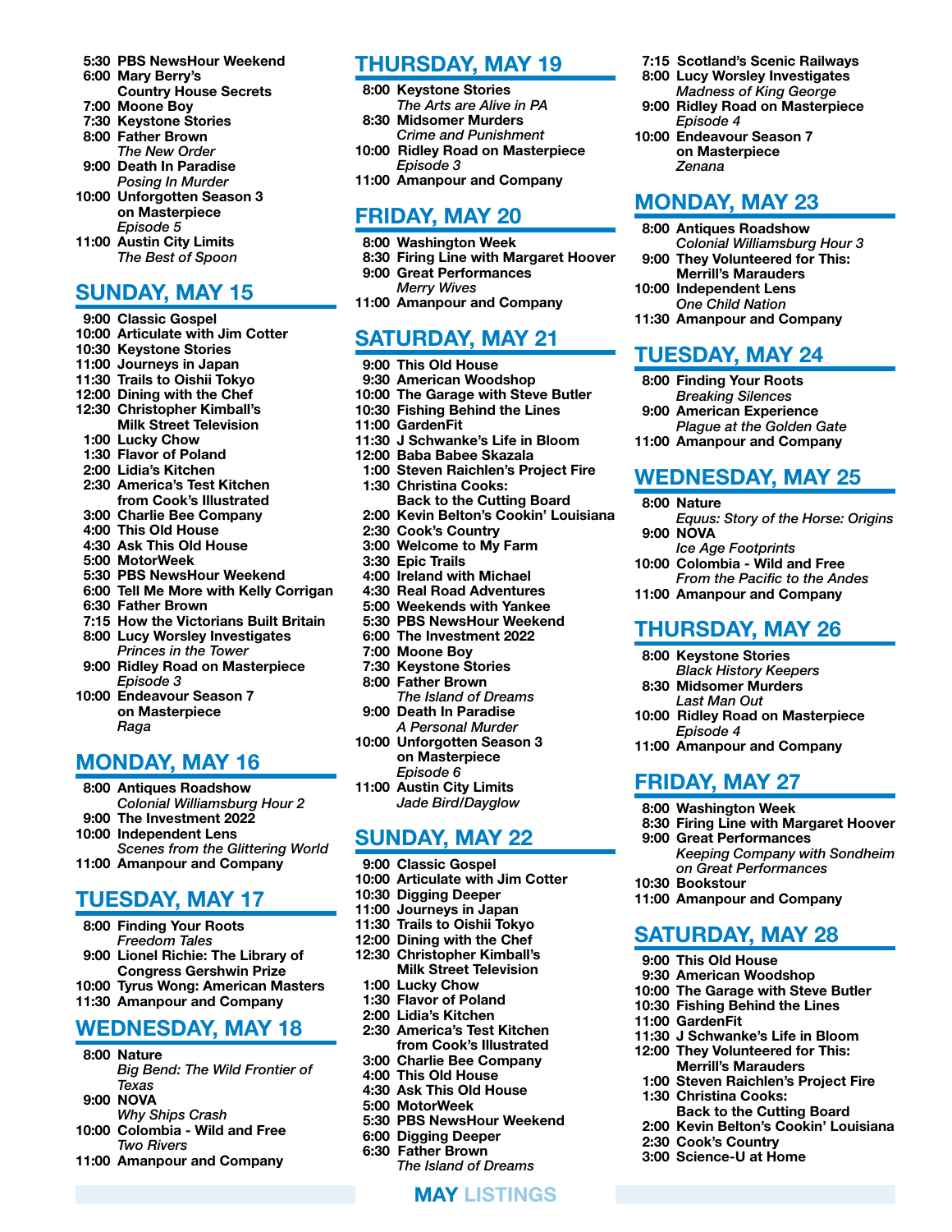- **5:30** **PBS NewsHour Weekend**
- **6:00** **Mary Berry's Country House Secrets**
- **7:00** **Moone Boy**
- **7:30** **Keystone Stories**
- **8:00** **Father Brown**
  *The New Order*
- **9:00** **Death In Paradise**
  *Posing In Murder*
- **10:00** **Unforgotten Season 3 on Masterpiece**
  *Episode 5*
- **11:00** **Austin City Limits**
  *The Best of Spoon*

## SUNDAY, MAY 15

- **9:00** **Classic Gospel**
- **10:00** **Articulate with Jim Cotter**
- **10:30** **Keystone Stories**
- **11:00** **Journeys in Japan**
- **11:30** **Trails to Oishii Tokyo**
- **12:00** **Dining with the Chef**
- **12:30** **Christopher Kimball's Milk Street Television**
- **1:00** **Lucky Chow**
- **1:30** **Flavor of Poland**
- **2:00** **Lidia's Kitchen**
- **2:30** **America's Test Kitchen from Cook's Illustrated**
- **3:00** **Charlie Bee Company**
- **4:00** **This Old House**
- **4:30** **Ask This Old House**
- **5:00** **MotorWeek**
- **5:30** **PBS NewsHour Weekend**
- **6:00** **Tell Me More with Kelly Corrigan**
- **6:30** **Father Brown**
- **7:15** **How the Victorians Built Britain**
- **8:00** **Lucy Worsley Investigates**
  *Princes in the Tower*
- **9:00** **Ridley Road on Masterpiece**
  *Episode 3*
- **10:00** **Endeavour Season 7 on Masterpiece**
  *Raga*

## MONDAY, MAY 16

- **8:00** **Antiques Roadshow**
  *Colonial Williamsburg Hour 2*
- **9:00** **The Investment 2022**
- **10:00** **Independent Lens**
  *Scenes from the Glittering World*
- **11:00** **Amanpour and Company**

## TUESDAY, MAY 17

- **8:00** **Finding Your Roots**
  *Freedom Tales*
- **9:00** **Lionel Richie: The Library of Congress Gershwin Prize**
- **10:00** **Tyrus Wong: American Masters**
- **11:30** **Amanpour and Company**

## WEDNESDAY, MAY 18

- **8:00** **Nature**
  *Big Bend: The Wild Frontier of Texas*
- **9:00** **NOVA**
  *Why Ships Crash*
- **10:00** **Colombia - Wild and Free**
  *Two Rivers*
- **11:00** **Amanpour and Company**

## THURSDAY, MAY 19

- **8:00** **Keystone Stories**
  *The Arts are Alive in PA*
- **8:30** **Midsomer Murders**
  *Crime and Punishment*
- **10:00** **Ridley Road on Masterpiece**
  *Episode 3*
- **11:00** **Amanpour and Company**

## FRIDAY, MAY 20

- **8:00** **Washington Week**
- **8:30** **Firing Line with Margaret Hoover**
- **9:00** **Great Performances**
  *Merry Wives*
- **11:00** **Amanpour and Company**

## SATURDAY, MAY 21

- **9:00** **This Old House**
- **9:30** **American Woodshop**
- **10:00** **The Garage with Steve Butler**
- **10:30** **Fishing Behind the Lines**
- **11:00** **GardenFit**
- **11:30** **J Schwanke's Life in Bloom**
- **12:00** **Baba Babee Skazala**
- **1:00** **Steven Raichlen's Project Fire**
- **1:30** **Christina Cooks: Back to the Cutting Board**
- **2:00** **Kevin Belton's Cookin' Louisiana**
- **2:30** **Cook's Country**
- **3:00** **Welcome to My Farm**
- **3:30** **Epic Trails**
- **4:00** **Ireland with Michael**
- **4:30** **Real Road Adventures**
- **5:00** **Weekends with Yankee**
- **5:30** **PBS NewsHour Weekend**
- **6:00** **The Investment 2022**
- **7:00** **Moone Boy**
- **7:30** **Keystone Stories**
- **8:00** **Father Brown**
  *The Island of Dreams*
- **9:00** **Death In Paradise**
  *A Personal Murder*
- **10:00** **Unforgotten Season 3 on Masterpiece**
  *Episode 6*
- **11:00** **Austin City Limits**
  *Jade Bird/Dayglow*

## SUNDAY, MAY 22

- **9:00** **Classic Gospel**
- **10:00** **Articulate with Jim Cotter**
- **10:30** **Digging Deeper**
- **11:00** **Journeys in Japan**
- **11:30** **Trails to Oishii Tokyo**
- **12:00** **Dining with the Chef**
- **12:30** **Christopher Kimball's Milk Street Television**
- **1:00** **Lucky Chow**
- **1:30** **Flavor of Poland**
- **2:00** **Lidia's Kitchen**
- **2:30** **America's Test Kitchen from Cook's Illustrated**
- **3:00** **Charlie Bee Company**
- **4:00** **This Old House**
- **4:30** **Ask This Old House**
- **5:00** **MotorWeek**
- **5:30** **PBS NewsHour Weekend**
- **6:00** **Digging Deeper**
- **6:30** **Father Brown**
  *The Island of Dreams*
- **7:15** **Scotland's Scenic Railways**
- **8:00** **Lucy Worsley Investigates**
  *Madness of King George*
- **9:00** **Ridley Road on Masterpiece**
  *Episode 4*
- **10:00** **Endeavour Season 7 on Masterpiece**
  *Zenana*

## MONDAY, MAY 23

- **8:00** **Antiques Roadshow**
  *Colonial Williamsburg Hour 3*
- **9:00** **They Volunteered for This: Merrill's Marauders**
- **10:00** **Independent Lens**
  *One Child Nation*
- **11:30** **Amanpour and Company**

## TUESDAY, MAY 24

- **8:00** **Finding Your Roots**
  *Breaking Silences*
- **9:00** **American Experience**
  *Plague at the Golden Gate*
- **11:00** **Amanpour and Company**

## WEDNESDAY, MAY 25

- **8:00** **Nature**
  *Equus: Story of the Horse: Origins*
- **9:00** **NOVA**
  *Ice Age Footprints*
- **10:00** **Colombia - Wild and Free**
  *From the Pacific to the Andes*
- **11:00** **Amanpour and Company**

## THURSDAY, MAY 26

- **8:00** **Keystone Stories**
  *Black History Keepers*
- **8:30** **Midsomer Murders**
  *Last Man Out*
- **10:00** **Ridley Road on Masterpiece**
  *Episode 4*
- **11:00** **Amanpour and Company**

## FRIDAY, MAY 27

- **8:00** **Washington Week**
- **8:30** **Firing Line with Margaret Hoover**
- **9:00** **Great Performances**
  *Keeping Company with Sondheim on Great Performances*
- **10:30** **Bookstour**
- **11:00** **Amanpour and Company**

## SATURDAY, MAY 28

- **9:00** **This Old House**
- **9:30** **American Woodshop**
- **10:00** **The Garage with Steve Butler**
- **10:30** **Fishing Behind the Lines**
- **11:00** **GardenFit**
- **11:30** **J Schwanke's Life in Bloom**
- **12:00** **They Volunteered for This: Merrill's Marauders**
- **1:00** **Steven Raichlen's Project Fire**
- **1:30** **Christina Cooks: Back to the Cutting Board**
- **2:00** **Kevin Belton's Cookin' Louisiana**
- **2:30** **Cook's Country**
- **3:00** **Science-U at Home**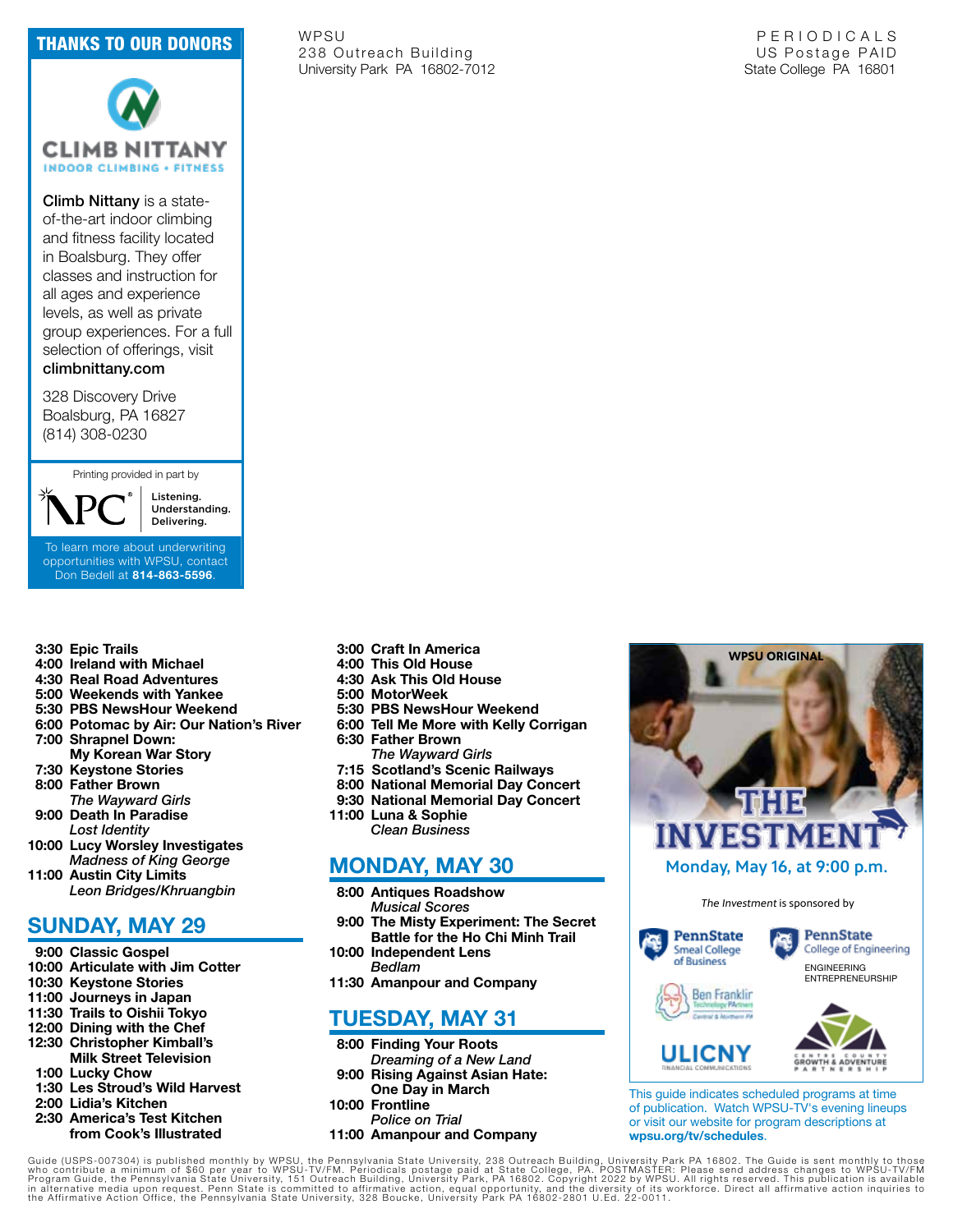## THANKS TO OUR DONORS

CLIMB NITTANY
INDOOR CLIMBING • FITNESS

Climb Nittany is a state-of-the-art indoor climbing and fitness facility located in Boalsburg. They offer classes and instruction for all ages and experience levels, as well as private group experiences. For a full selection of offerings, visit **climbnittany.com**

328 Discovery Drive
Boalsburg, PA 16827
(814) 308-0230

Printing provided in part by

NPC® Listening. Understanding. Delivering.

To learn more about underwriting opportunities with WPSU, contact Don Bedell at **814-863-5596**.

WPSU
238 Outreach Building
University Park PA 16802-7012

PERIODICALS
US Postage PAID
State College PA 16801

**3:30 Epic Trails**
**4:00 Ireland with Michael**
**4:30 Real Road Adventures**
**5:00 Weekends with Yankee**
**5:30 PBS NewsHour Weekend**
**6:00 Potomac by Air: Our Nation's River**
**7:00 Shrapnel Down: My Korean War Story**
**7:30 Keystone Stories**
**8:00 Father Brown**
*The Wayward Girls*
**9:00 Death In Paradise**
*Lost Identity*
**10:00 Lucy Worsley Investigates**
*Madness of King George*
**11:00 Austin City Limits**
*Leon Bridges/Khruangbin*

## SUNDAY, MAY 29

**9:00 Classic Gospel**
**10:00 Articulate with Jim Cotter**
**10:30 Keystone Stories**
**11:00 Journeys in Japan**
**11:30 Trails to Oishii Tokyo**
**12:00 Dining with the Chef**
**12:30 Christopher Kimball's Milk Street Television**
**1:00 Lucky Chow**
**1:30 Les Stroud's Wild Harvest**
**2:00 Lidia's Kitchen**
**2:30 America's Test Kitchen from Cook's Illustrated**
**3:00 Craft In America**
**4:00 This Old House**
**4:30 Ask This Old House**
**5:00 MotorWeek**
**5:30 PBS NewsHour Weekend**
**6:00 Tell Me More with Kelly Corrigan**
**6:30 Father Brown**
*The Wayward Girls*
**7:15 Scotland's Scenic Railways**
**8:00 National Memorial Day Concert**
**9:30 National Memorial Day Concert**
**11:00 Luna & Sophie**
*Clean Business*

## MONDAY, MAY 30

**8:00 Antiques Roadshow**
*Musical Scores*
**9:00 The Misty Experiment: The Secret Battle for the Ho Chi Minh Trail**
**10:00 Independent Lens**
*Bedlam*
**11:30 Amanpour and Company**

## TUESDAY, MAY 31

**8:00 Finding Your Roots**
*Dreaming of a New Land*
**9:00 Rising Against Asian Hate: One Day in March**
**10:00 Frontline**
*Police on Trial*
**11:00 Amanpour and Company**

WPSU ORIGINAL

THE INVESTMENT

Monday, May 16, at 9:00 p.m.

*The Investment* is sponsored by

PennState Smeal College of Business
PennState College of Engineering — ENGINEERING ENTREPRENEURSHIP
Ben Franklin Technology PArtners Central & Northern PA
ULICNY FINANCIAL COMMUNICATIONS
CENTRE COUNTY GROWTH & ADVENTURE PARTNERSHIP

This guide indicates scheduled programs at time of publication. Watch WPSU-TV's evening lineups or visit our website for program descriptions at **wpsu.org/tv/schedules**.

Guide (USPS-007304) is published monthly by WPSU, the Pennsylvania State University, 238 Outreach Building, University Park PA 16802. The Guide is sent monthly to those who contribute a minimum of $60 per year to WPSU-TV/FM. Periodicals postage paid at State College, PA. POSTMASTER: Please send address changes to WPSU-TV/FM Program Guide, the Pennsylvania State University, 151 Outreach Building, University Park, PA 16802. Copyright 2022 by WPSU. All rights reserved. This publication is available in alternative media upon request. Penn State is committed to affirmative action, equal opportunity, and the diversity of its workforce. Direct all affirmative action inquiries to the Affirmative Action Office, the Pennsylvania State University, 328 Boucke, University Park PA 16802-2801 U.Ed. 22-0011.